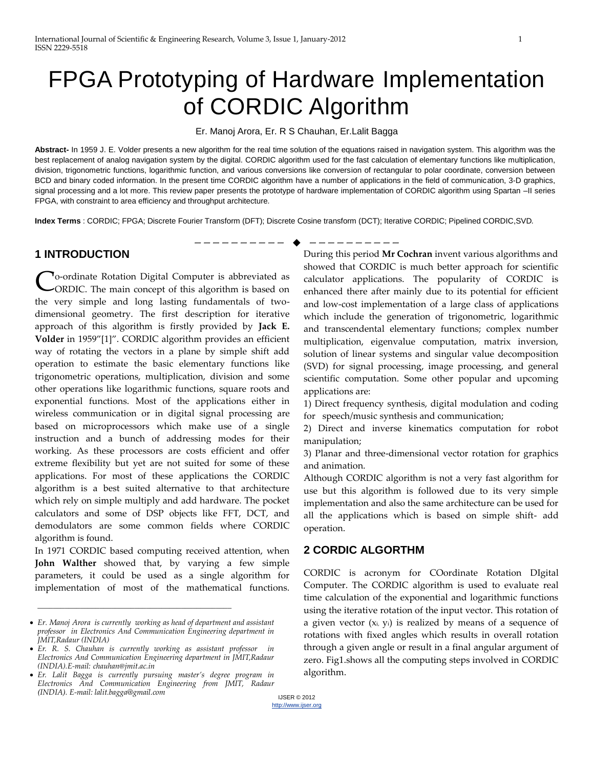# FPGA Prototyping of Hardware Implementation of CORDIC Algorithm

Er. Manoj Arora, Er. R S Chauhan, Er.Lalit Bagga

**Abstract-** In 1959 J. E. Volder presents a new algorithm for the real time solution of the equations raised in navigation system. This algorithm was the best replacement of analog navigation system by the digital. CORDIC algorithm used for the fast calculation of elementary functions like multiplication, division, trigonometric functions, logarithmic function, and various conversions like conversion of rectangular to polar coordinate, conversion between BCD and binary coded information. In the present time CORDIC algorithm have a number of applications in the field of communication, 3-D graphics, signal processing and a lot more. This review paper presents the prototype of hardware implementation of CORDIC algorithm using Spartan –II series FPGA, with constraint to area efficiency and throughput architecture.

**Index Terms** : CORDIC; FPGA; Discrete Fourier Transform (DFT); Discrete Cosine transform (DCT); Iterative CORDIC; Pipelined CORDIC,SVD.

## 1 INTRODUCTION

Co-ordinate Rotation Digital Computer is abbreviated as CORDIC. The main concept of this algorithm is based on the very simple and long lasting fundamentals of two-dimensional geometry. The first description for iterative approach of this algorithm is firstly provided by **Jack E. Volder** in 1959"[1]". CORDIC algorithm provides an efficient way of rotating the vectors in a plane by simple shift add operation to estimate the basic elementary functions like trigonometric operations, multiplication, division and some other operations like logarithmic functions, square roots and exponential functions. Most of the applications either in wireless communication or in digital signal processing are based on microprocessors which make use of a single instruction and a bunch of addressing modes for their working. As these processors are costs efficient and offer extreme flexibility but yet are not suited for some of these applications. For most of these applications the CORDIC algorithm is a best suited alternative to that architecture which rely on simple multiply and add hardware. The pocket calculators and some of DSP objects like FFT, DCT, and demodulators are some common fields where CORDIC algorithm is found.

In 1971 CORDIC based computing received attention, when **John Walther** showed that, by varying a few simple parameters, it could be used as a single algorithm for implementation of most of the mathematical functions. During this period **Mr Cochran** invent various algorithms and showed that CORDIC is much better approach for scientific calculator applications. The popularity of CORDIC is enhanced there after mainly due to its potential for efficient and low-cost implementation of a large class of applications which include the generation of trigonometric, logarithmic and transcendental elementary functions; complex number multiplication, eigenvalue computation, matrix inversion, solution of linear systems and singular value decomposition (SVD) for signal processing, image processing, and general scientific computation. Some other popular and upcoming applications are:

1) Direct frequency synthesis, digital modulation and coding for speech/music synthesis and communication;

2) Direct and inverse kinematics computation for robot manipulation;

3) Planar and three-dimensional vector rotation for graphics and animation.

Although CORDIC algorithm is not a very fast algorithm for use but this algorithm is followed due to its very simple implementation and also the same architecture can be used for all the applications which is based on simple shift- add operation.

## 2 CORDIC ALGORTHM

CORDIC is acronym for COordinate Rotation DIgital Computer. The CORDIC algorithm is used to evaluate real time calculation of the exponential and logarithmic functions using the iterative rotation of the input vector. This rotation of a given vector ($x_i$, $y_i$) is realized by means of a sequence of rotations with fixed angles which results in overall rotation through a given angle or result in a final angular argument of zero. Fig1.shows all the computing steps involved in CORDIC algorithm.

- *Er. Manoj Arora is currently working as head of department and assistant professor in Electronics And Communication Engineering department in JMIT,Radaur (INDIA)*
- *Er. R. S. Chauhan is currently working as assistant professor in Electronics And Communication Engineering department in JMIT,Radaur (INDIA).E-mail: chauhan@jmit.ac.in*
- *Er. Lalit Bagga is currently pursuing master's degree program in Electronics And Communication Engineering from JMIT, Radaur (INDIA). E-mail: lalit.bagga@gmail.com*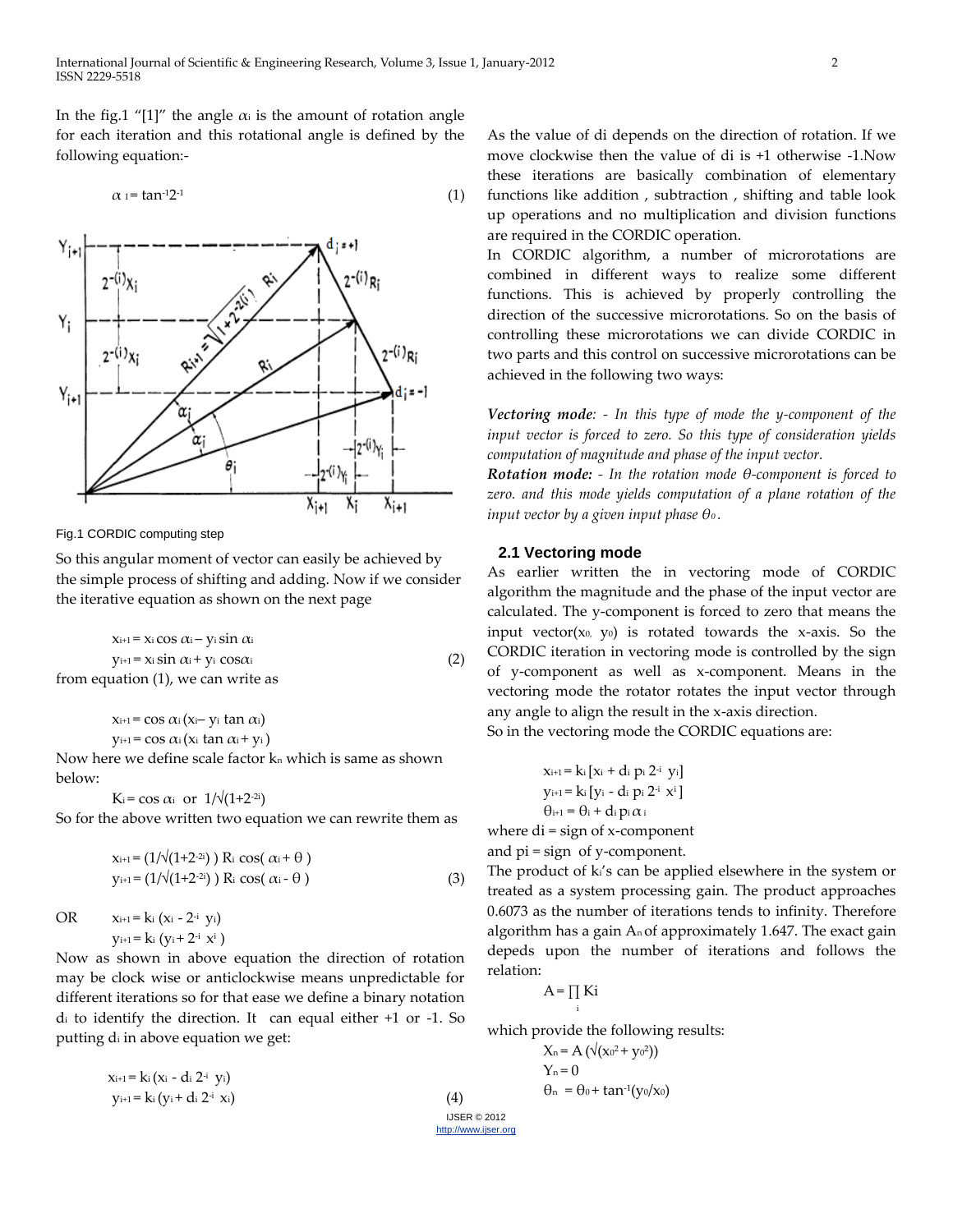In the fig.1 "[1]" the angle $\alpha_i$ is the amount of rotation angle for each iteration and this rotational angle is defined by the following equation:-

$$\alpha_I = \tan^{-1} 2^{-1} \tag{1}$$

Fig.1 CORDIC computing step

So this angular moment of vector can easily be achieved by the simple process of shifting and adding. Now if we consider the iterative equation as shown on the next page

$$x_{i+1} = x_i \cos \alpha_i - y_i \sin \alpha_i$$
$$y_{i+1} = x_i \sin \alpha_i + y_i \cos\alpha_i \tag{2}$$

from equation (1), we can write as

$$x_{i+1} = \cos \alpha_i (x_i - y_i \tan \alpha_i)$$
$$y_{i+1} = \cos \alpha_i (x_i \tan \alpha_i + y_i)$$

Now here we define scale factor $k_n$ which is same as shown below:

$$K_i = \cos \alpha_i \text{ or } 1/\sqrt{(1+2^{-2i})}$$

So for the above written two equation we can rewrite them as

$$x_{i+1} = (1/\sqrt{(1+2^{-2i})})\, R_i \cos(\alpha_i + \theta)$$
$$y_{i+1} = (1/\sqrt{(1+2^{-2i})})\, R_i \cos(\alpha_i - \theta) \tag{3}$$

OR

$$x_{i+1} = k_i (x_i - 2^{-i} y_i)$$
$$y_{i+1} = k_i (y_i + 2^{-i} x^i)$$

Now as shown in above equation the direction of rotation may be clock wise or anticlockwise means unpredictable for different iterations so for that ease we define a binary notation $d_i$ to identify the direction. It can equal either +1 or -1. So putting $d_i$ in above equation we get:

$$x_{i+1} = k_i (x_i - d_i 2^{-i} y_i)$$
$$y_{i+1} = k_i (y_i + d_i 2^{-i} x_i) \tag{4}$$

As the value of di depends on the direction of rotation. If we move clockwise then the value of di is +1 otherwise -1.Now these iterations are basically combination of elementary functions like addition , subtraction , shifting and table look up operations and no multiplication and division functions are required in the CORDIC operation.

In CORDIC algorithm, a number of microrotations are combined in different ways to realize some different functions. This is achieved by properly controlling the direction of the successive microrotations. So on the basis of controlling these microrotations we can divide CORDIC in two parts and this control on successive microrotations can be achieved in the following two ways:

***Vectoring mode****: - In this type of mode the y-component of the input vector is forced to zero. So this type of consideration yields computation of magnitude and phase of the input vector.*

***Rotation mode:*** *- In the rotation mode θ-component is forced to zero. and this mode yields computation of a plane rotation of the input vector by a given input phase* $\theta_0$.

### 2.1 Vectoring mode

As earlier written the in vectoring mode of CORDIC algorithm the magnitude and the phase of the input vector are calculated. The y-component is forced to zero that means the input vector($x_0$, $y_0$) is rotated towards the x-axis. So the CORDIC iteration in vectoring mode is controlled by the sign of y-component as well as x-component. Means in the vectoring mode the rotator rotates the input vector through any angle to align the result in the x-axis direction.

So in the vectoring mode the CORDIC equations are:

$$x_{i+1} = k_i [x_i + d_i p_i 2^{-i} y_i]$$
$$y_{i+1} = k_i [y_i - d_i p_i 2^{-i} x^i]$$
$$\theta_{i+1} = \theta_i + d_i p_i \alpha_i$$

where di = sign of x-component

and pi = sign of y-component.

The product of $k_i$'s can be applied elsewhere in the system or treated as a system processing gain. The product approaches 0.6073 as the number of iterations tends to infinity. Therefore algorithm has a gain $A_n$ of approximately 1.647. The exact gain depeds upon the number of iterations and follows the relation:

$$A = \prod_i K_i$$

which provide the following results:

$$X_n = A(\sqrt{(x_0^2 + y_0^2)})$$
$$Y_n = 0$$
$$\theta_n = \theta_0 + \tan^{-1}(y_0/x_0)$$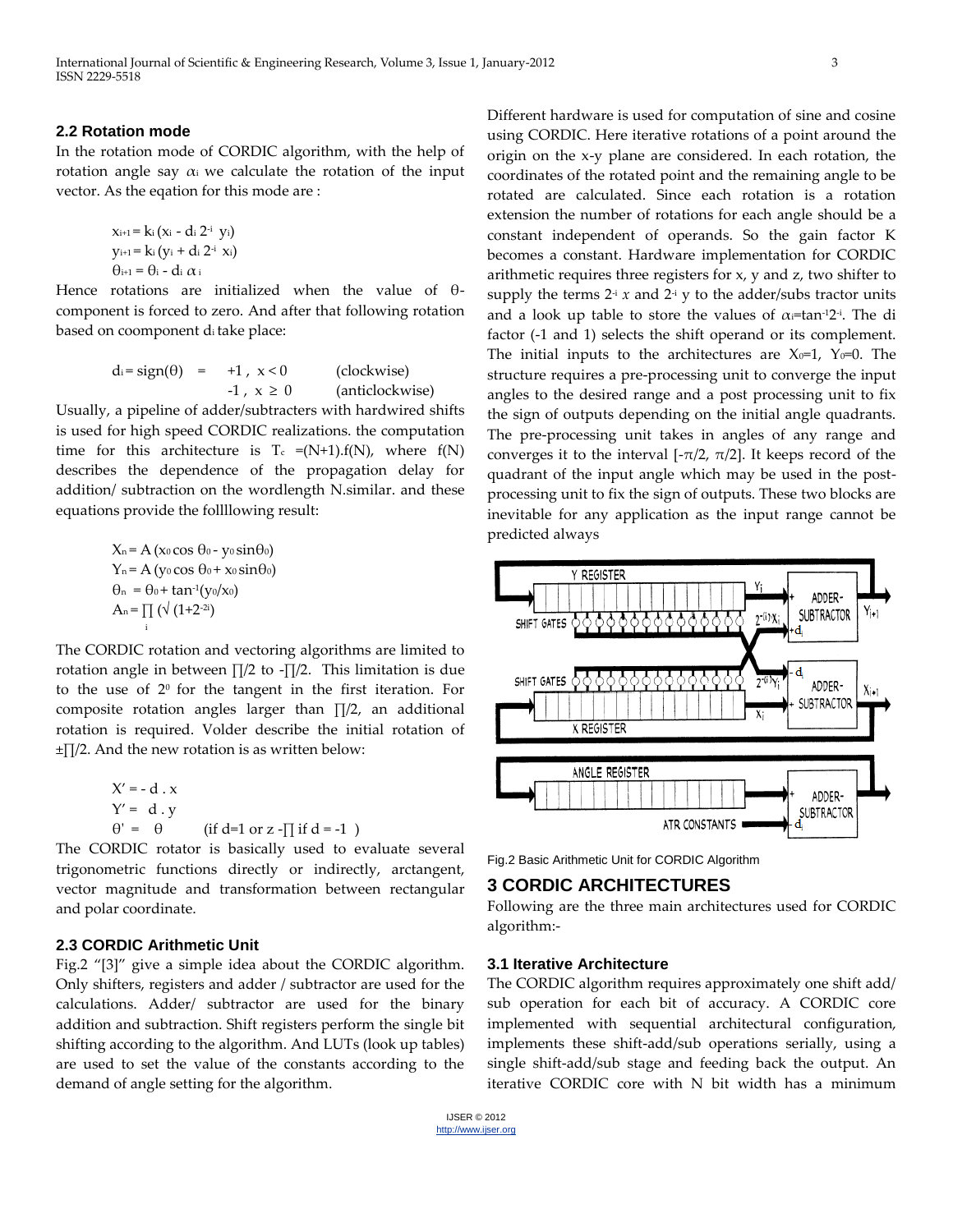### 2.2 Rotation mode

In the rotation mode of CORDIC algorithm, with the help of rotation angle say $\alpha_i$ we calculate the rotation of the input vector. As the eqation for this mode are :

$$x_{i+1} = k_i (x_i - d_i 2^{-i} y_i)$$
$$y_{i+1} = k_i (y_i + d_i 2^{-i} x_i)$$
$$\theta_{i+1} = \theta_i - d_i \alpha_i$$

Hence rotations are initialized when the value of $\theta$-component is forced to zero. And after that following rotation based on coomponent $d_i$ take place:

$$d_i = \text{sign}(\theta) = \begin{cases} +1, & x < 0 \quad \text{(clockwise)} \\ -1, & x \geq 0 \quad \text{(anticlockwise)} \end{cases}$$

Usually, a pipeline of adder/subtracters with hardwired shifts is used for high speed CORDIC realizations. the computation time for this architecture is $T_c = (N+1).f(N)$, where f(N) describes the dependence of the propagation delay for addition/ subtraction on the wordlength N.similar. and these equations provide the follllowing result:

$$X_n = A (x_0 \cos \theta_0 - y_0 \sin\theta_0)$$
$$Y_n = A (y_0 \cos \theta_0 + x_0 \sin\theta_0)$$
$$\theta_n = \theta_0 + \tan^{-1}(y_0/x_0)$$
$$A_n = \prod_i (\sqrt{1+2^{-2i}})$$

The CORDIC rotation and vectoring algorithms are limited to rotation angle in between ∏/2 to -∏/2. This limitation is due to the use of $2^0$ for the tangent in the first iteration. For composite rotation angles larger than ∏/2, an additional rotation is required. Volder describe the initial rotation of ±∏/2. And the new rotation is as written below:

$$X' = - d \,.\, x$$
$$Y' = d \,.\, y$$
$$\theta' = \theta \qquad (\text{if } d=1 \text{ or } z - \prod \text{ if } d = -1\ )$$

The CORDIC rotator is basically used to evaluate several trigonometric functions directly or indirectly, arctangent, vector magnitude and transformation between rectangular and polar coordinate.

### 2.3 CORDIC Arithmetic Unit

Fig.2 "[3]" give a simple idea about the CORDIC algorithm. Only shifters, registers and adder / subtractor are used for the calculations. Adder/ subtractor are used for the binary addition and subtraction. Shift registers perform the single bit shifting according to the algorithm. And LUTs (look up tables) are used to set the value of the constants according to the demand of angle setting for the algorithm.

Different hardware is used for computation of sine and cosine using CORDIC. Here iterative rotations of a point around the origin on the x-y plane are considered. In each rotation, the coordinates of the rotated point and the remaining angle to be rotated are calculated. Since each rotation is a rotation extension the number of rotations for each angle should be a constant independent of operands. So the gain factor K becomes a constant. Hardware implementation for CORDIC arithmetic requires three registers for x, y and z, two shifter to supply the terms $2^{-i}\, x$ and $2^{-i}$ y to the adder/subs tractor units and a look up table to store the values of $\alpha_i = \tan^{-1}2^{-i}$. The di factor (-1 and 1) selects the shift operand or its complement. The initial inputs to the architectures are $X_0$=1, $Y_0$=0. The structure requires a pre-processing unit to converge the input angles to the desired range and a post processing unit to fix the sign of outputs depending on the initial angle quadrants. The pre-processing unit takes in angles of any range and converges it to the interval $[-\pi/2, \pi/2]$. It keeps record of the quadrant of the input angle which may be used in the post-processing unit to fix the sign of outputs. These two blocks are inevitable for any application as the input range cannot be predicted always

Fig.2 Basic Arithmetic Unit for CORDIC Algorithm

## 3 CORDIC ARCHITECTURES

Following are the three main architectures used for CORDIC algorithm:-

### 3.1 Iterative Architecture

The CORDIC algorithm requires approximately one shift add/ sub operation for each bit of accuracy. A CORDIC core implemented with sequential architectural configuration, implements these shift-add/sub operations serially, using a single shift-add/sub stage and feeding back the output. An iterative CORDIC core with N bit width has a minimum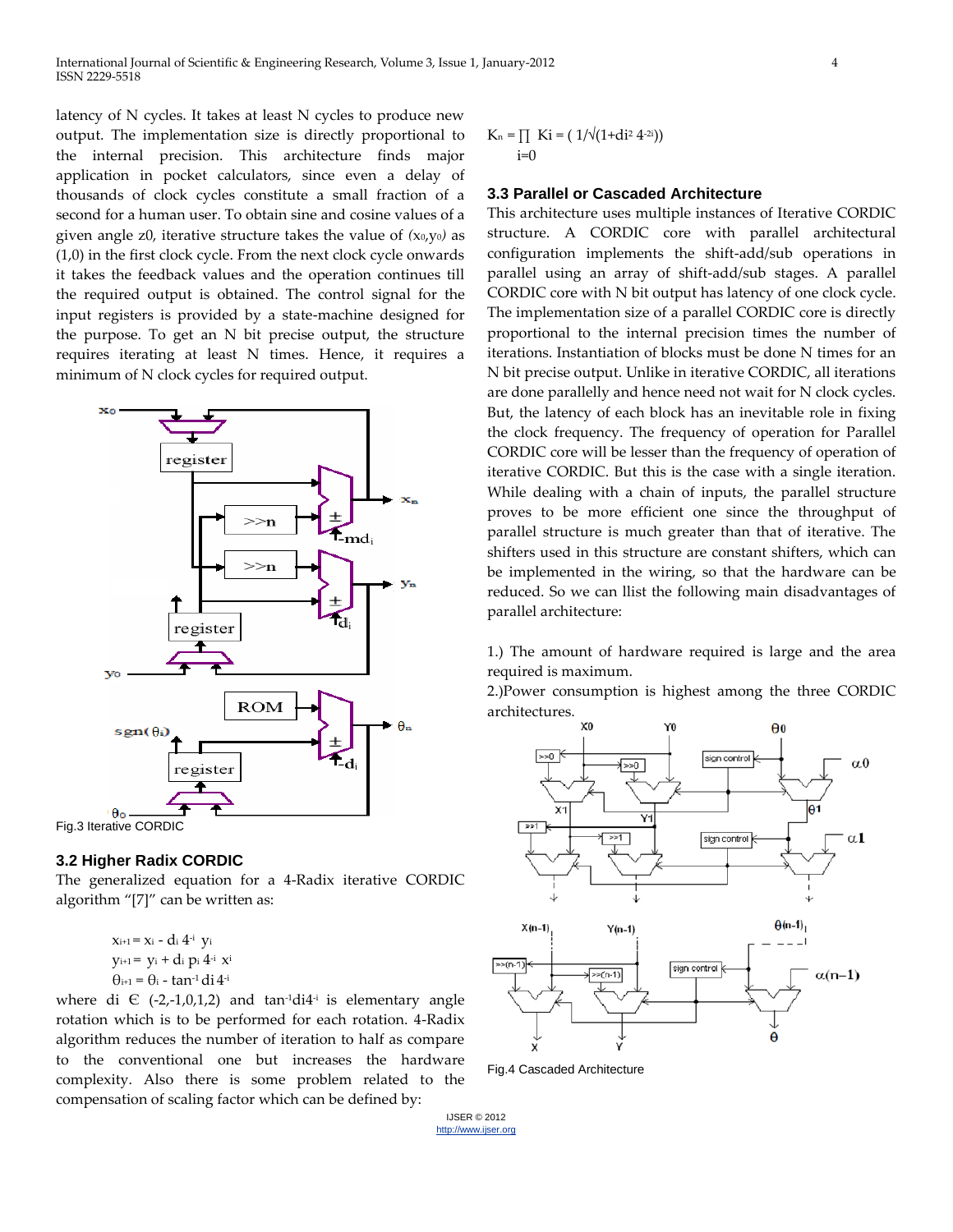latency of N cycles. It takes at least N cycles to produce new output. The implementation size is directly proportional to the internal precision. This architecture finds major application in pocket calculators, since even a delay of thousands of clock cycles constitute a small fraction of a second for a human user. To obtain sine and cosine values of a given angle z0, iterative structure takes the value of $(x_0,y_0)$ as (1,0) in the first clock cycle. From the next clock cycle onwards it takes the feedback values and the operation continues till the required output is obtained. The control signal for the input registers is provided by a state-machine designed for the purpose. To get an N bit precise output, the structure requires iterating at least N times. Hence, it requires a minimum of N clock cycles for required output.

Fig.3 Iterative CORDIC

### 3.2 Higher Radix CORDIC

The generalized equation for a 4-Radix iterative CORDIC algorithm "[7]" can be written as:

$$x_{i+1} = x_i - d_i\, 4^{-i}\, y_i$$
$$y_{i+1} = y_i + d_i\, p_i\, 4^{-i}\, x^i$$
$$\theta_{i+1} = \theta_i - \tan^{-1} d_i 4^{-i}$$

where di Є (-2,-1,0,1,2) and $\tan^{-1} d_i 4^{-i}$ is elementary angle rotation which is to be performed for each rotation. 4-Radix algorithm reduces the number of iteration to half as compare to the conventional one but increases the hardware complexity. Also there is some problem related to the compensation of scaling factor which can be defined by:

$$K_n = \prod_{i=0} K_i = \left( 1/\sqrt{(1+d_i^2\, 4^{-2i})} \right)$$

### 3.3 Parallel or Cascaded Architecture

This architecture uses multiple instances of Iterative CORDIC structure. A CORDIC core with parallel architectural configuration implements the shift-add/sub operations in parallel using an array of shift-add/sub stages. A parallel CORDIC core with N bit output has latency of one clock cycle. The implementation size of a parallel CORDIC core is directly proportional to the internal precision times the number of iterations. Instantiation of blocks must be done N times for an N bit precise output. Unlike in iterative CORDIC, all iterations are done parallelly and hence need not wait for N clock cycles. But, the latency of each block has an inevitable role in fixing the clock frequency. The frequency of operation for Parallel CORDIC core will be lesser than the frequency of operation of iterative CORDIC. But this is the case with a single iteration. While dealing with a chain of inputs, the parallel structure proves to be more efficient one since the throughput of parallel structure is much greater than that of iterative. The shifters used in this structure are constant shifters, which can be implemented in the wiring, so that the hardware can be reduced. So we can llist the following main disadvantages of parallel architecture:

1.) The amount of hardware required is large and the area required is maximum.

2.)Power consumption is highest among the three CORDIC architectures.

Fig.4 Cascaded Architecture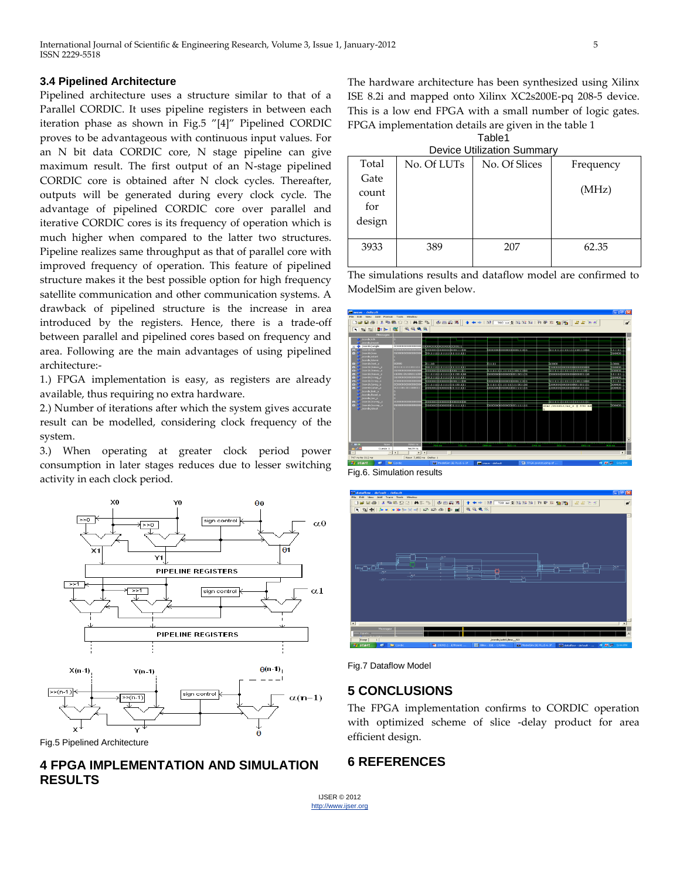### 3.4 Pipelined Architecture

Pipelined architecture uses a structure similar to that of a Parallel CORDIC. It uses pipeline registers in between each iteration phase as shown in Fig.5 "[4]" Pipelined CORDIC proves to be advantageous with continuous input values. For an N bit data CORDIC core, N stage pipeline can give maximum result. The first output of an N-stage pipelined CORDIC core is obtained after N clock cycles. Thereafter, outputs will be generated during every clock cycle. The advantage of pipelined CORDIC core over parallel and iterative CORDIC cores is its frequency of operation which is much higher when compared to the latter two structures. Pipeline realizes same throughput as that of parallel core with improved frequency of operation. This feature of pipelined structure makes it the best possible option for high frequency satellite communication and other communication systems. A drawback of pipelined structure is the increase in area introduced by the registers. Hence, there is a trade-off between parallel and pipelined cores based on frequency and area. Following are the main advantages of using pipelined architecture:-

1.) FPGA implementation is easy, as registers are already available, thus requiring no extra hardware.
2.) Number of iterations after which the system gives accurate result can be modelled, considering clock frequency of the system.
3.) When operating at greater clock period power consumption in later stages reduces due to lesser switching activity in each clock period.

Fig.5 Pipelined Architecture

## 4 FPGA IMPLEMENTATION AND SIMULATION RESULTS

The hardware architecture has been synthesized using Xilinx ISE 8.2i and mapped onto Xilinx XC2s200E-pq 208-5 device. This is a low end FPGA with a small number of logic gates. FPGA implementation details are given in the table 1

Table1
Device Utilization Summary

| Total Gate count for design | No. Of LUTs | No. Of Slices | Frequency (MHz) |
|---|---|---|---|
| 3933 | 389 | 207 | 62.35 |

The simulations results and dataflow model are confirmed to ModelSim are given below.

Fig.6. Simulation results

Fig.7 Dataflow Model

## 5 CONCLUSIONS

The FPGA implementation confirms to CORDIC operation with optimized scheme of slice -delay product for area efficient design.

## 6 REFERENCES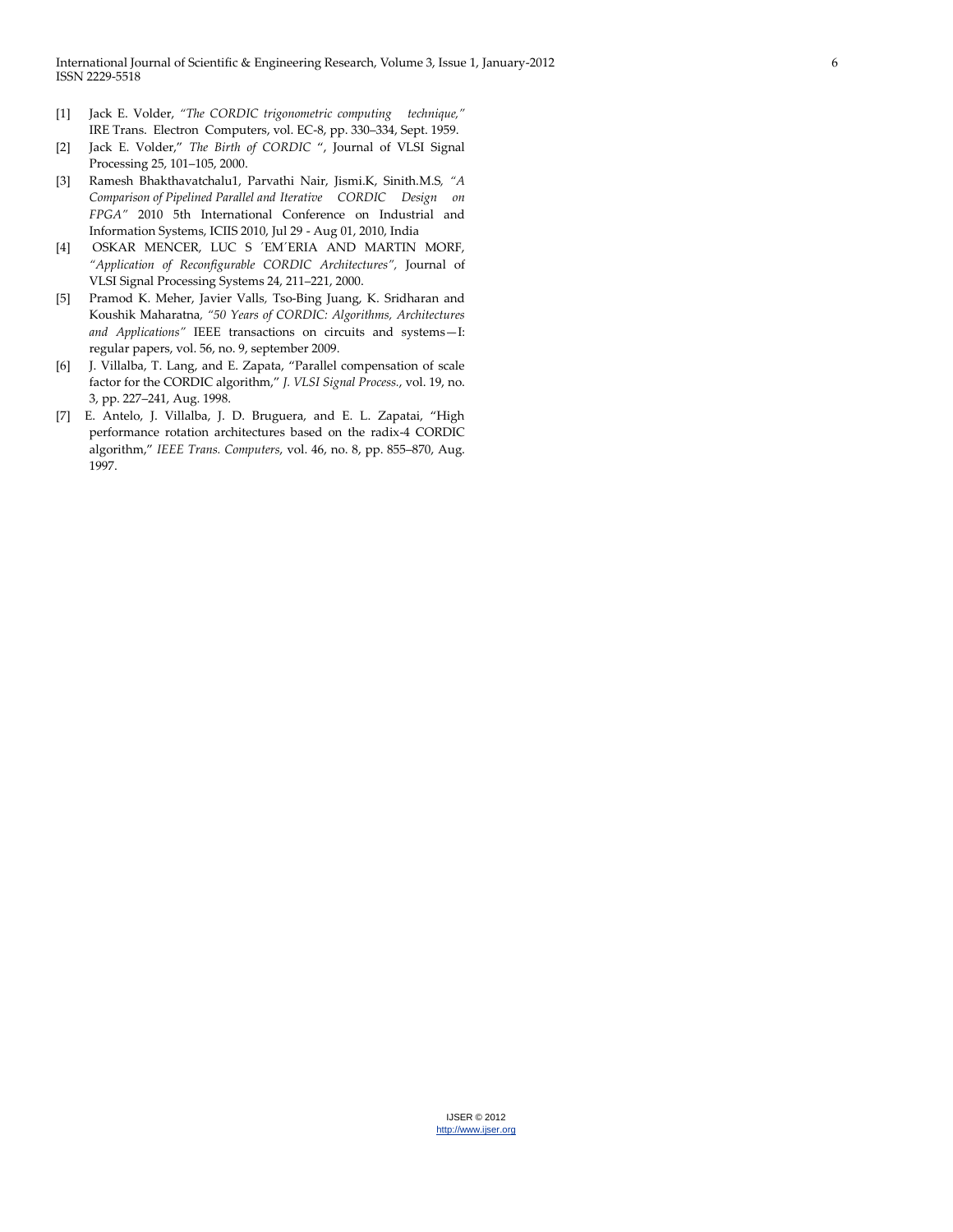[1] Jack E. Volder, *"The CORDIC trigonometric computing technique,"* IRE Trans. Electron Computers, vol. EC-8, pp. 330–334, Sept. 1959.

[2] Jack E. Volder," *The Birth of CORDIC* ", Journal of VLSI Signal Processing 25, 101–105, 2000.

[3] Ramesh Bhakthavatchalu1, Parvathi Nair, Jismi.K, Sinith.M.S, *"A Comparison of Pipelined Parallel and Iterative CORDIC Design on FPGA"* 2010 5th International Conference on Industrial and Information Systems, ICIIS 2010, Jul 29 - Aug 01, 2010, India

[4] OSKAR MENCER, LUC S ´EM´ERIA AND MARTIN MORF, *"Application of Reconfigurable CORDIC Architectures",* Journal of VLSI Signal Processing Systems 24, 211–221, 2000.

[5] Pramod K. Meher, Javier Valls, Tso-Bing Juang, K. Sridharan and Koushik Maharatna, *"50 Years of CORDIC: Algorithms, Architectures and Applications"* IEEE transactions on circuits and systems—I: regular papers, vol. 56, no. 9, september 2009.

[6] J. Villalba, T. Lang, and E. Zapata, "Parallel compensation of scale factor for the CORDIC algorithm," *J. VLSI Signal Process.*, vol. 19, no. 3, pp. 227–241, Aug. 1998.

[7] E. Antelo, J. Villalba, J. D. Bruguera, and E. L. Zapatai, "High performance rotation architectures based on the radix-4 CORDIC algorithm," *IEEE Trans. Computers*, vol. 46, no. 8, pp. 855–870, Aug. 1997.